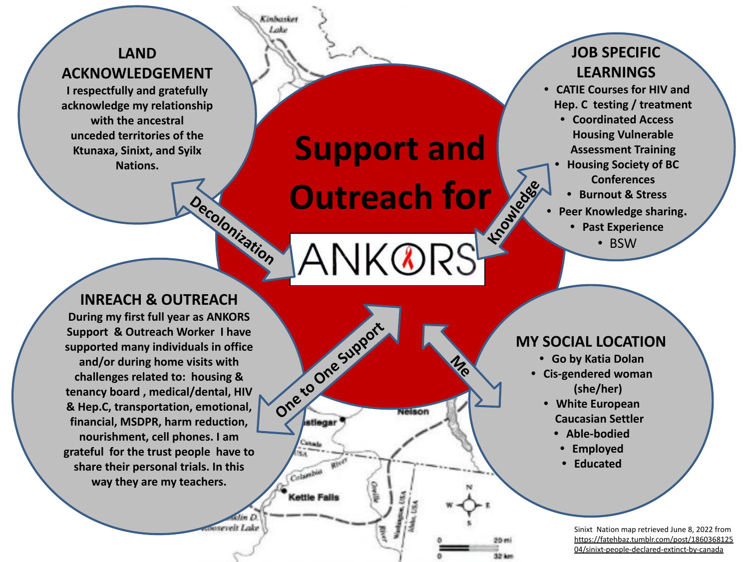# Support and Outreach for ANKORS

## LAND ACKNOWLEDGEMENT

I respectfully and gratefully acknowledge my relationship with the ancestral unceded territories of the Ktunaxa, Sinixt, and Syilx Nations.

**Decolonization**

## JOB SPECIFIC LEARNINGS

- CATIE Courses for HIV and Hep. C testing / treatment
- Coordinated Access Housing Vulnerable Assessment Training
- Housing Society of BC Conferences
- Burnout & Stress
- Peer Knowledge sharing.
- Past Experience
- BSW

**Knowledge**

## INREACH & OUTREACH

During my first full year as ANKORS Support & Outreach Worker I have supported many individuals in office and/or during home visits with challenges related to: housing & tenancy board , medical/dental, HIV & Hep.C, transportation, emotional, financial, MSDPR, harm reduction, nourishment, cell phones. I am grateful for the trust people have to share their personal trials. In this way they are my teachers.

**One to One Support**

## MY SOCIAL LOCATION

- Go by Katia Dolan
- Cis-gendered woman (she/her)
- White European Caucasian Settler
- Able-bodied
- Employed
- Educated

**Me**

Sinixt Nation map retrieved June 8, 2022 from https://fatehbaz.tumblr.com/post/186036812504/sinixt-people-declared-extinct-by-canada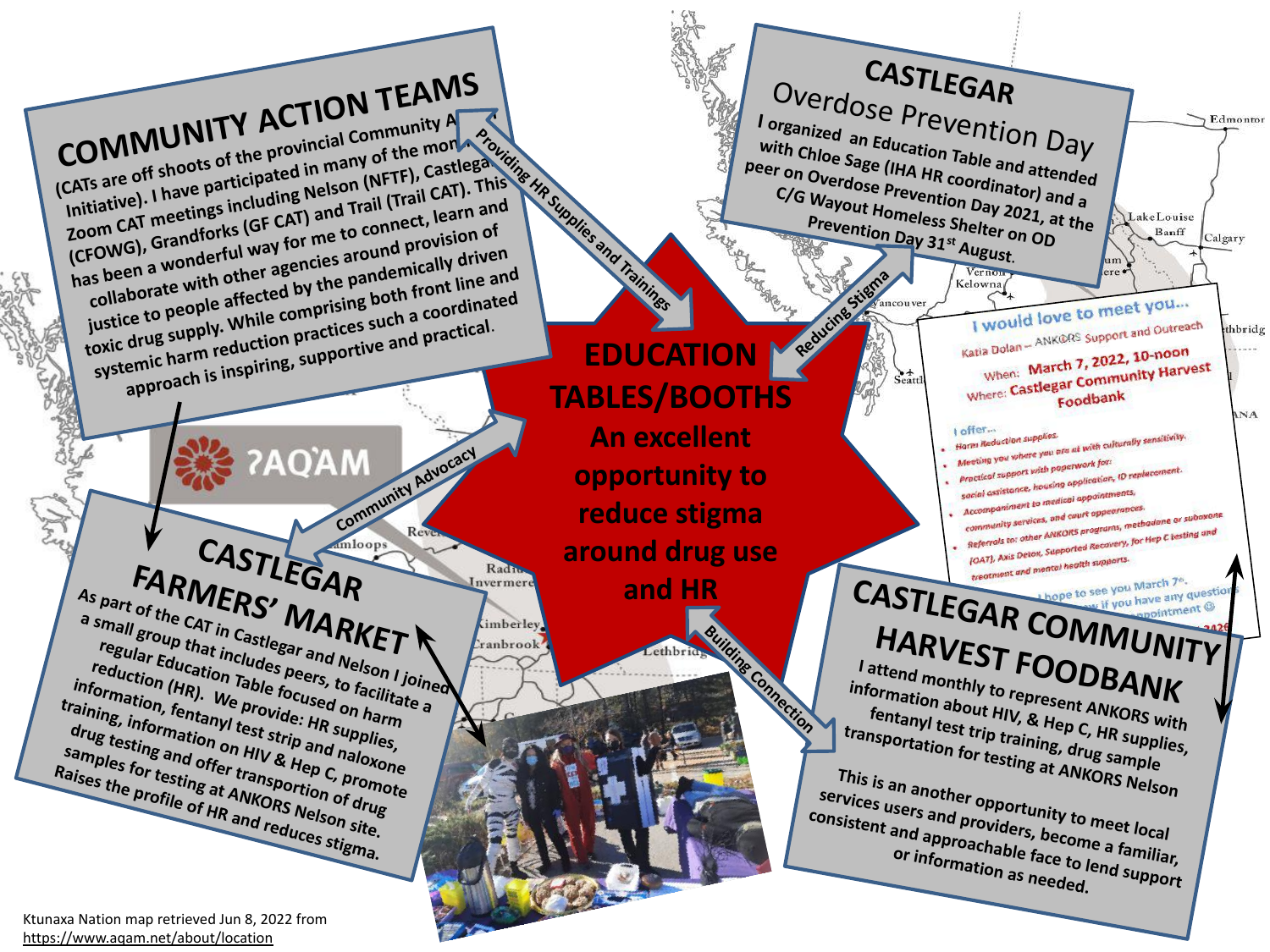# COMMUNITY ACTION TEAMS

(CATs are off shoots of the provincial Community A... Initiative). I have participated in many of the mon... Zoom CAT meetings including Nelson (NFTF), Castlega... (CFOWG), Grandforks (GF CAT) and Trail (Trail CAT). This has been a wonderful way for me to connect, learn and collaborate with other agencies around provision of justice to people affected by the pandemically driven toxic drug supply. While comprising both front line and systemic harm reduction practices such a coordinated approach is inspiring, supportive and practical.

# CASTLEGAR Overdose Prevention Day

I organized an Education Table and attended with Chloe Sage (IHA HR coordinator) and a peer on Overdose Prevention Day 2021, at the C/G Wayout Homeless Shelter on OD Prevention Day 31st August.

# EDUCATION TABLES/BOOTHS

**An excellent opportunity to reduce stigma around drug use and HR**

Providing HR Supplies and Trainings

Reducing Stigma

Community Advocacy

Building Connection

# CASTLEGAR FARMERS' MARKET

As part of the CAT in Castlegar and Nelson I joined a small group that includes peers, to facilitate a regular Education Table focused on harm reduction (HR). We provide: HR supplies, information, fentanyl test strip and naloxone training, information on HIV & Hep C, promote drug testing and offer transportion of drug samples for testing at ANKORS Nelson site. Raises the profile of HR and reduces stigma.

**I would love to meet you...**

Katia Dolan – ANKORS Support and Outreach

When: March 7, 2022, 10-noon

Where: Castlegar Community Harvest Foodbank

I offer...

- Harm Reduction supplies.
- Meeting you where you are at with culturally sensitivity.
- Practical support with paperwork for: social assistance, housing application, ID replacement.
- Accompaniment to medical appointments, community services, and court appearances.
- Referrals to: other ANKORS programs, methadone or suboxone (OAT), Axis Detox, Supported Recovery, for Hep C testing and treatment and mental health supports.

I hope to see you March 7th. ... if you have any questions ... appointment ☺

# CASTLEGAR COMMUNITY HARVEST FOODBANK

I attend monthly to represent ANKORS with information about HIV, & Hep C, HR supplies, fentanyl test trip training, drug sample transportation for testing at ANKORS Nelson

This is an another opportunity to meet local services users and providers, become a familiar, consistent and approachable face to lend support or information as needed.

ʔAQ̓AM

Ktunaxa Nation map retrieved Jun 8, 2022 from https://www.aqam.net/about/location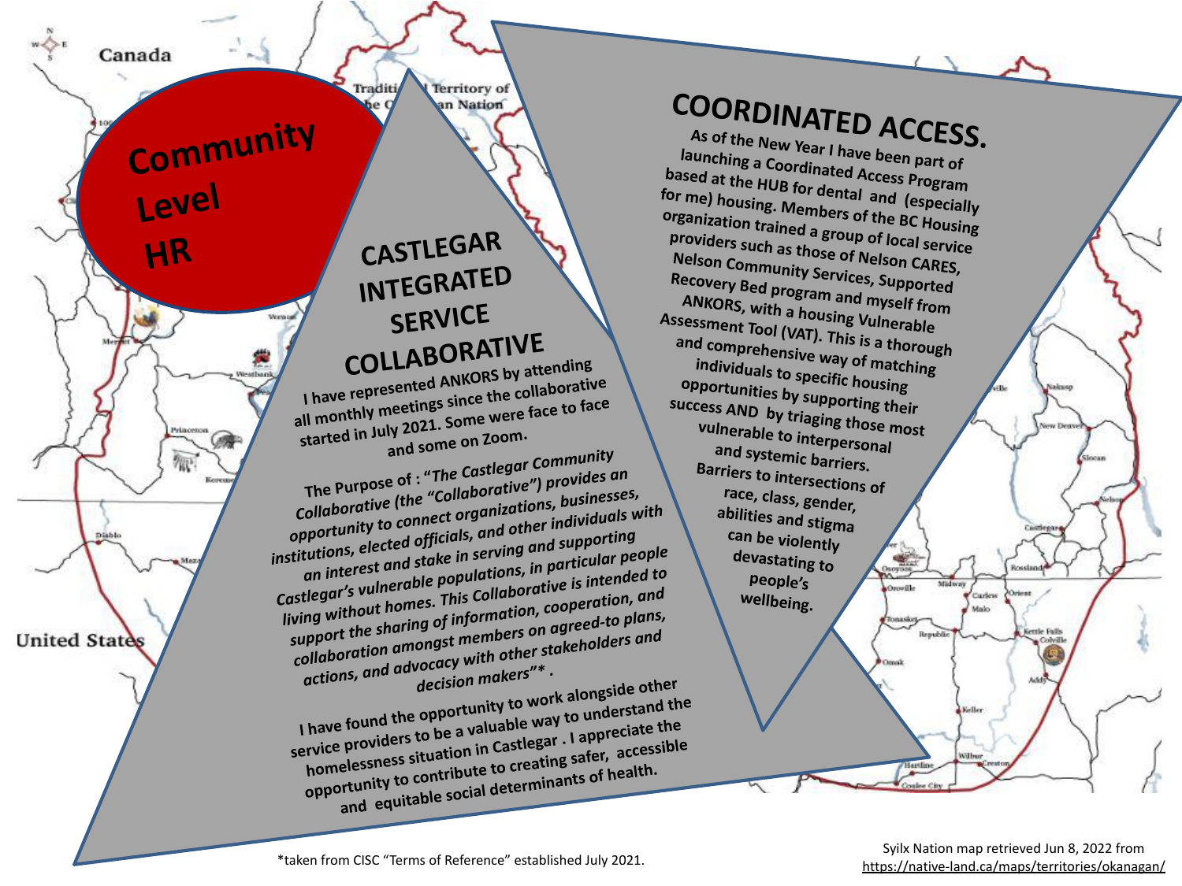# Community Level HR

## CASTLEGAR INTEGRATED SERVICE COLLABORATIVE

I have represented ANKORS by attending all monthly meetings since the collaborative started in July 2021. Some were face to face and some on Zoom.

The Purpose of : *"The Castlegar Community Collaborative (the "Collaborative") provides an opportunity to connect organizations, businesses, institutions, elected officials, and other individuals with an interest and stake in serving and supporting Castlegar's vulnerable populations, in particular people living without homes. This Collaborative is intended to support the sharing of information, cooperation, and collaboration amongst members on agreed-to plans, actions, and advocacy with other stakeholders and decision makers"** .

I have found the opportunity to work alongside other service providers to be a valuable way to understand the homelessness situation in Castlegar . I appreciate the opportunity to contribute to creating safer, accessible and equitable social determinants of health.

## COORDINATED ACCESS.

As of the New Year I have been part of launching a Coordinated Access Program based at the HUB for dental and (especially for me) housing. Members of the BC Housing organization trained a group of local service providers such as those of Nelson CARES, Nelson Community Services, Supported Recovery Bed program and myself from ANKORS, with a housing Vulnerable Assessment Tool (VAT). This is a thorough and comprehensive way of matching individuals to specific housing opportunities by supporting their success AND by triaging those most vulnerable to interpersonal and systemic barriers. Barriers to intersections of race, class, gender, abilities and stigma can be violently devastating to people's wellbeing.

*taken from CISC "Terms of Reference" established July 2021.

Syilx Nation map retrieved Jun 8, 2022 from https://native-land.ca/maps/territories/okanagan/